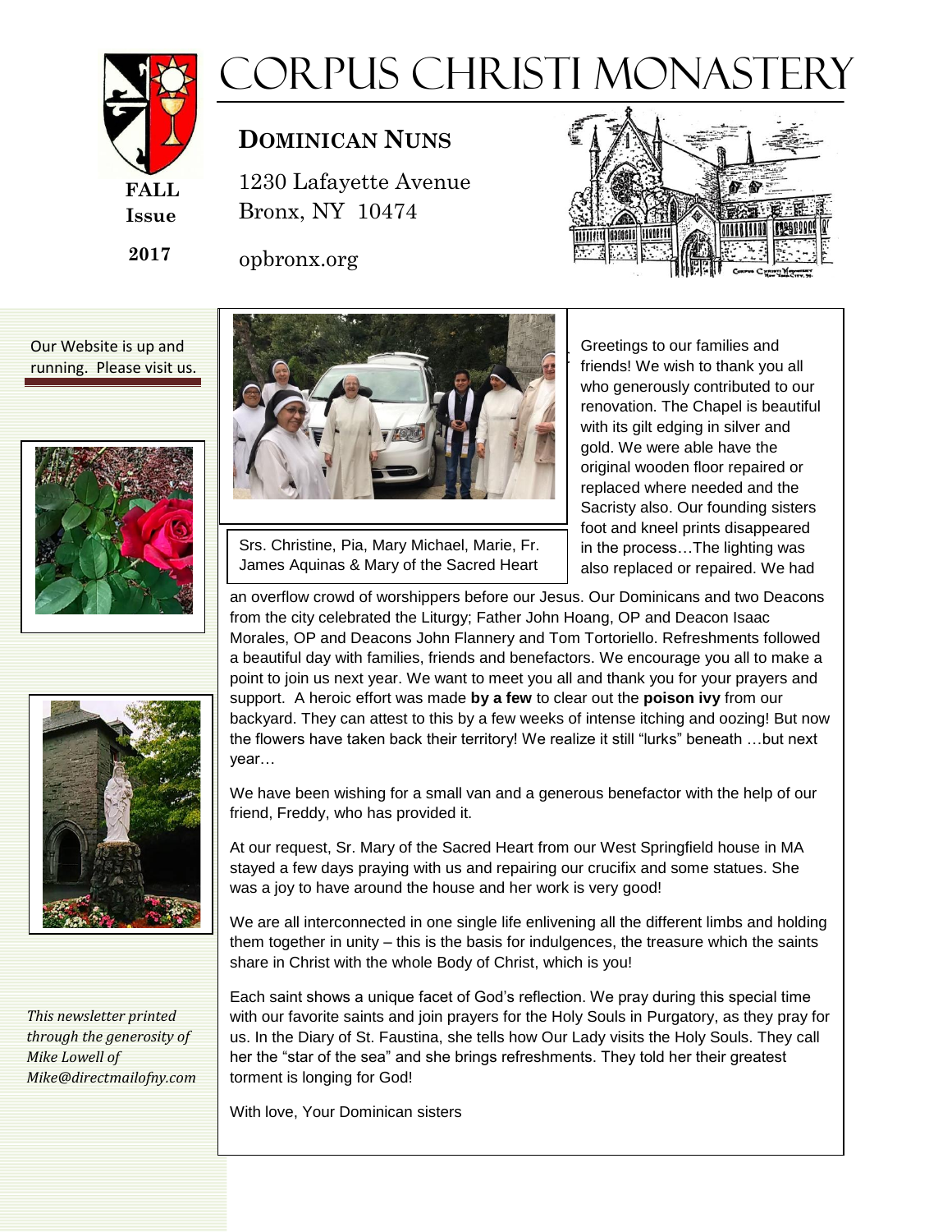# Corpus Christi Monastery

**FALL Issue**

**2017**

## DOMINICAN NUNS

1230 Lafayette Avenue
Bronx, NY 10474

opbronx.org

Our Website is up and running. Please visit us.

*This newsletter printed through the generosity of Mike Lowell of Mike@directmailofny.com*

Srs. Christine, Pia, Mary Michael, Marie, Fr. James Aquinas & Mary of the Sacred Heart

Greetings to our families and friends! We wish to thank you all who generously contributed to our renovation. The Chapel is beautiful with its gilt edging in silver and gold. We were able have the original wooden floor repaired or replaced where needed and the Sacristy also. Our founding sisters foot and kneel prints disappeared in the process…The lighting was also replaced or repaired. We had an overflow crowd of worshippers before our Jesus. Our Dominicans and two Deacons from the city celebrated the Liturgy; Father John Hoang, OP and Deacon Isaac Morales, OP and Deacons John Flannery and Tom Tortoriello. Refreshments followed a beautiful day with families, friends and benefactors. We encourage you all to make a point to join us next year. We want to meet you all and thank you for your prayers and support. A heroic effort was made **by a few** to clear out the **poison ivy** from our backyard. They can attest to this by a few weeks of intense itching and oozing! But now the flowers have taken back their territory! We realize it still "lurks" beneath …but next year…

We have been wishing for a small van and a generous benefactor with the help of our friend, Freddy, who has provided it.

At our request, Sr. Mary of the Sacred Heart from our West Springfield house in MA stayed a few days praying with us and repairing our crucifix and some statues. She was a joy to have around the house and her work is very good!

We are all interconnected in one single life enlivening all the different limbs and holding them together in unity – this is the basis for indulgences, the treasure which the saints share in Christ with the whole Body of Christ, which is you!

Each saint shows a unique facet of God's reflection. We pray during this special time with our favorite saints and join prayers for the Holy Souls in Purgatory, as they pray for us. In the Diary of St. Faustina, she tells how Our Lady visits the Holy Souls. They call her the "star of the sea" and she brings refreshments. They told her their greatest torment is longing for God!

With love, Your Dominican sisters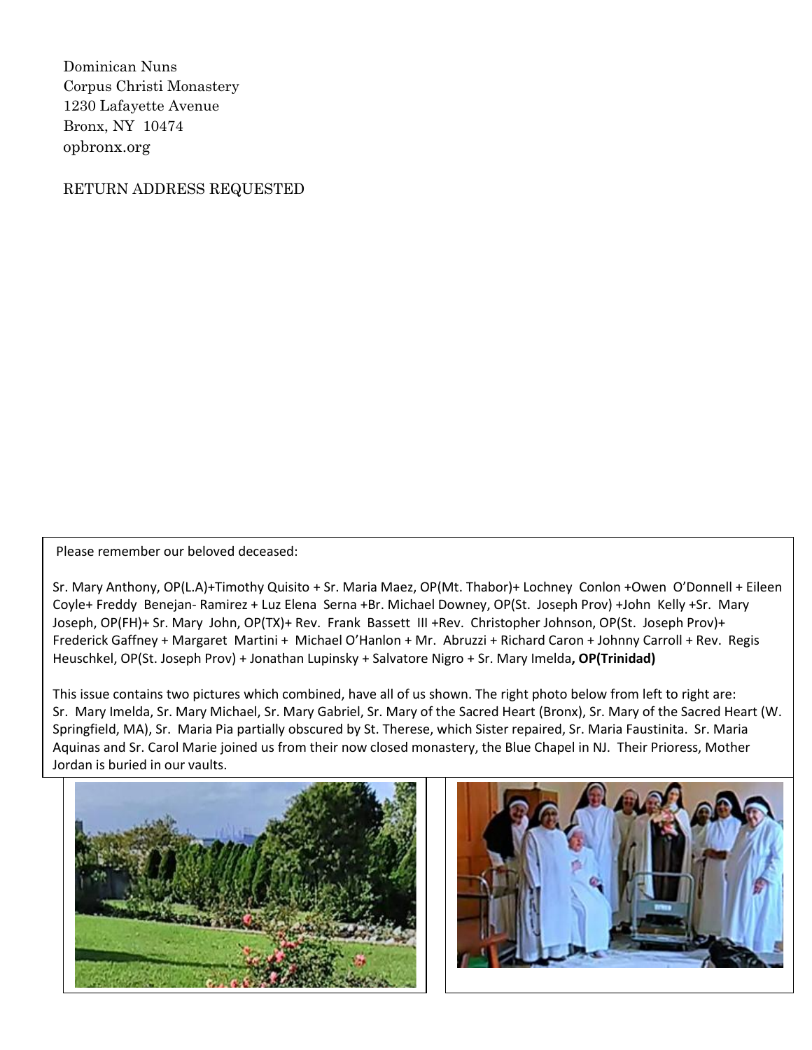Dominican Nuns  
Corpus Christi Monastery  
1230 Lafayette Avenue  
Bronx, NY 10474  
opbronx.org

RETURN ADDRESS REQUESTED

Please remember our beloved deceased:

Sr. Mary Anthony, OP(L.A)+Timothy Quisito + Sr. Maria Maez, OP(Mt. Thabor)+ Lochney Conlon +Owen O'Donnell + Eileen Coyle+ Freddy Benejan- Ramirez + Luz Elena Serna +Br. Michael Downey, OP(St. Joseph Prov) +John Kelly +Sr. Mary Joseph, OP(FH)+ Sr. Mary John, OP(TX)+ Rev. Frank Bassett III +Rev. Christopher Johnson, OP(St. Joseph Prov)+ Frederick Gaffney + Margaret Martini + Michael O'Hanlon + Mr. Abruzzi + Richard Caron + Johnny Carroll + Rev. Regis Heuschkel, OP(St. Joseph Prov) + Jonathan Lupinsky + Salvatore Nigro + Sr. Mary Imelda**, OP(Trinidad)**

This issue contains two pictures which combined, have all of us shown. The right photo below from left to right are: Sr. Mary Imelda, Sr. Mary Michael, Sr. Mary Gabriel, Sr. Mary of the Sacred Heart (Bronx), Sr. Mary of the Sacred Heart (W. Springfield, MA), Sr. Maria Pia partially obscured by St. Therese, which Sister repaired, Sr. Maria Faustinita. Sr. Maria Aquinas and Sr. Carol Marie joined us from their now closed monastery, the Blue Chapel in NJ. Their Prioress, Mother Jordan is buried in our vaults.